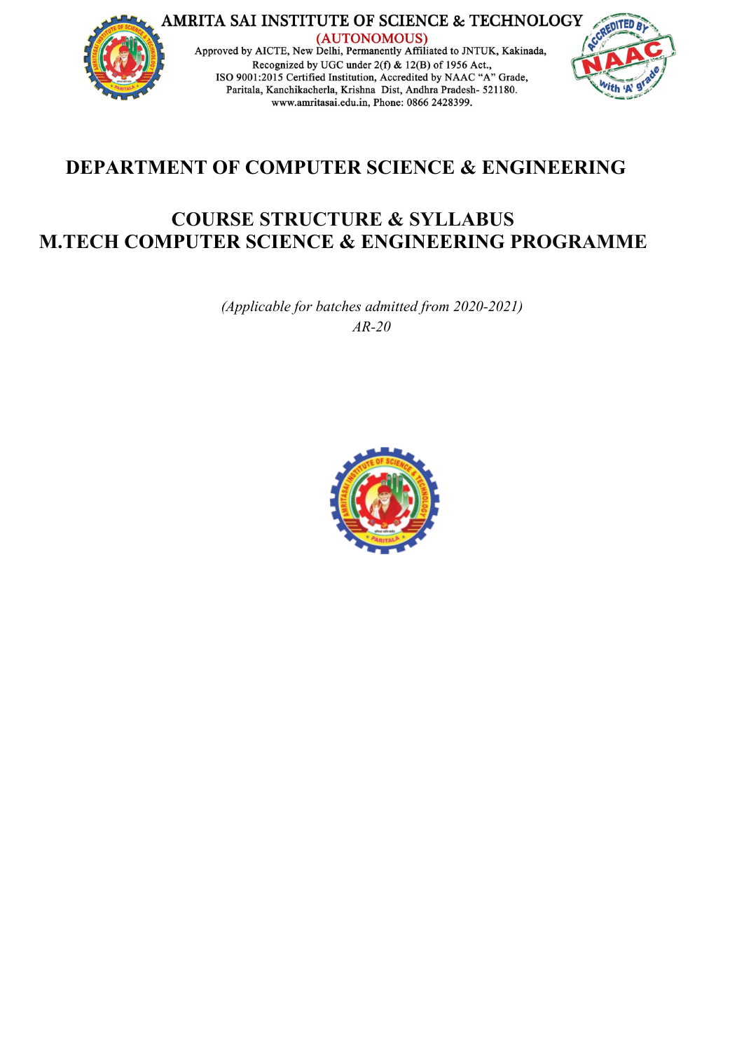# AMRITA SAI INSTITUTE OF SCIENCE & TECHNOLOGY

(AUTONOMOUS)

Approved by AICTE, New Delhi, Permanently Affiliated to JNTUK, Kakinada,
Recognized by UGC under 2(f) & 12(B) of 1956 Act.,
ISO 9001:2015 Certified Institution, Accredited by NAAC "A" Grade,
Paritala, Kanchikacherla, Krishna Dist, Andhra Pradesh- 521180.
www.amritasai.edu.in, Phone: 0866 2428399.

## DEPARTMENT OF COMPUTER SCIENCE & ENGINEERING

## COURSE STRUCTURE & SYLLABUS
## M.TECH COMPUTER SCIENCE & ENGINEERING PROGRAMME

*(Applicable for batches admitted from 2020-2021)*

*AR-20*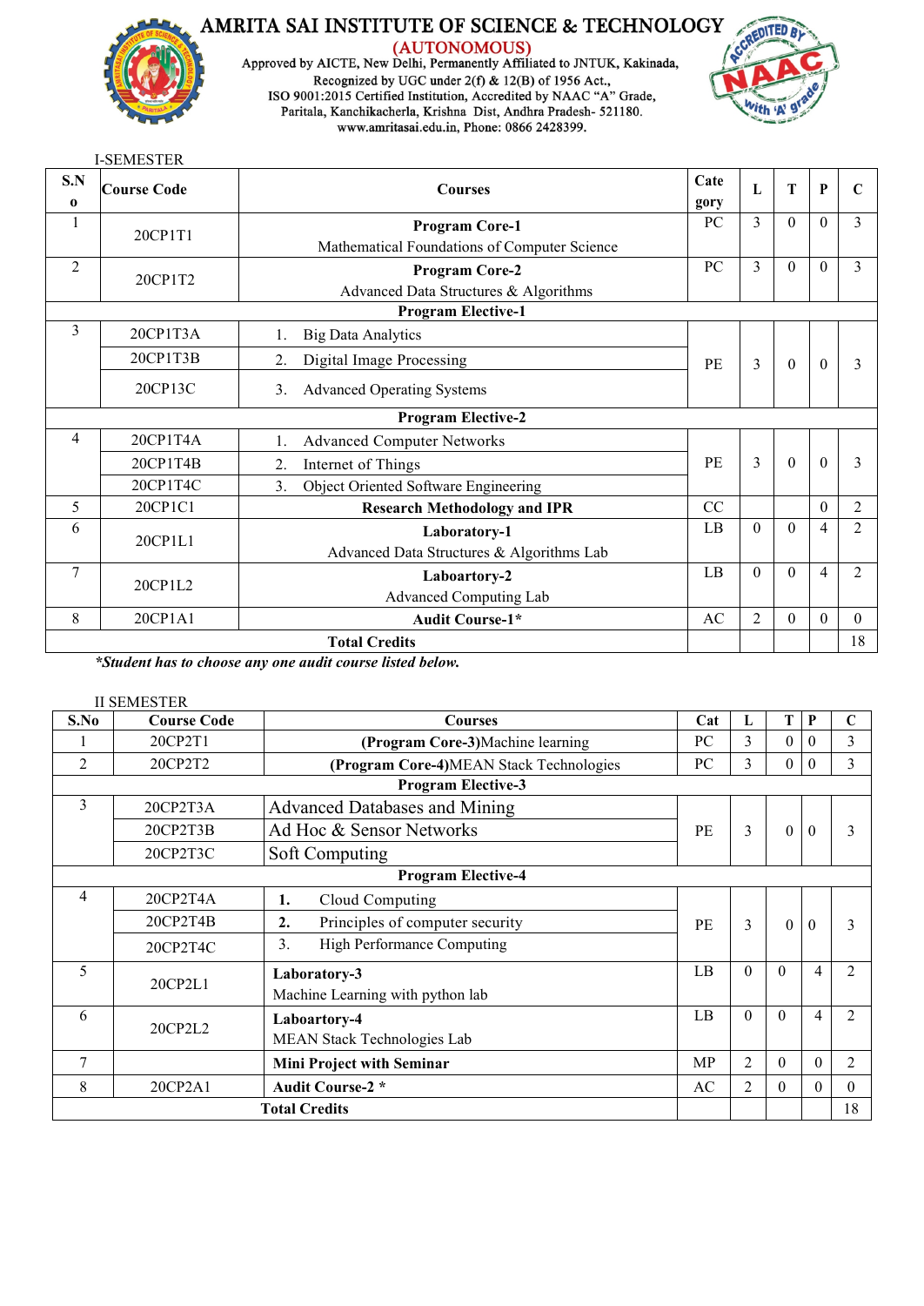# AMRITA SAI INSTITUTE OF SCIENCE & TECHNOLOGY

(AUTONOMOUS)

Approved by AICTE, New Delhi, Permanently Affiliated to JNTUK, Kakinada, Recognized by UGC under 2(f) & 12(B) of 1956 Act., ISO 9001:2015 Certified Institution, Accredited by NAAC "A" Grade, Paritala, Kanchikacherla, Krishna Dist, Andhra Pradesh- 521180. www.amritasai.edu.in, Phone: 0866 2428399.

I-SEMESTER

| S.No | Course Code | Courses | Category | L | T | P | C |
|---|---|---|---|---|---|---|---|
| 1 | 20CP1T1 | **Program Core-1** Mathematical Foundations of Computer Science | PC | 3 | 0 | 0 | 3 |
| 2 | 20CP1T2 | **Program Core-2** Advanced Data Structures & Algorithms | PC | 3 | 0 | 0 | 3 |
| | | **Program Elective-1** | | | | | |
| 3 | 20CP1T3A | 1. Big Data Analytics | PE | 3 | 0 | 0 | 3 |
| | 20CP1T3B | 2. Digital Image Processing | | | | | |
| | 20CP13C | 3. Advanced Operating Systems | | | | | |
| | | **Program Elective-2** | | | | | |
| 4 | 20CP1T4A | 1. Advanced Computer Networks | PE | 3 | 0 | 0 | 3 |
| | 20CP1T4B | 2. Internet of Things | | | | | |
| | 20CP1T4C | 3. Object Oriented Software Engineering | | | | | |
| 5 | 20CP1C1 | **Research Methodology and IPR** | CC | | | 0 | 2 |
| 6 | 20CP1L1 | **Laboratory-1** Advanced Data Structures & Algorithms Lab | LB | 0 | 0 | 4 | 2 |
| 7 | 20CP1L2 | **Laboartory-2** Advanced Computing Lab | LB | 0 | 0 | 4 | 2 |
| 8 | 20CP1A1 | **Audit Course-1*** | AC | 2 | 0 | 0 | 0 |
| | | **Total Credits** | | | | | 18 |

***Student has to choose any one audit course listed below.***

II SEMESTER

| S.No | Course Code | Courses | Cat | L | T | P | C |
|---|---|---|---|---|---|---|---|
| 1 | 20CP2T1 | **(Program Core-3)**Machine learning | PC | 3 | 0 | 0 | 3 |
| 2 | 20CP2T2 | **(Program Core-4)**MEAN Stack Technologies | PC | 3 | 0 | 0 | 3 |
| | | **Program Elective-3** | | | | | |
| 3 | 20CP2T3A | Advanced Databases and Mining | PE | 3 | 0 | 0 | 3 |
| | 20CP2T3B | Ad Hoc & Sensor Networks | | | | | |
| | 20CP2T3C | Soft Computing | | | | | |
| | | **Program Elective-4** | | | | | |
| 4 | 20CP2T4A | **1.** Cloud Computing | PE | 3 | 0 | 0 | 3 |
| | 20CP2T4B | **2.** Principles of computer security | | | | | |
| | 20CP2T4C | 3. High Performance Computing | | | | | |
| 5 | 20CP2L1 | **Laboratory-3** Machine Learning with python lab | LB | 0 | 0 | 4 | 2 |
| 6 | 20CP2L2 | **Laboartory-4** MEAN Stack Technologies Lab | LB | 0 | 0 | 4 | 2 |
| 7 | | **Mini Project with Seminar** | MP | 2 | 0 | 0 | 2 |
| 8 | 20CP2A1 | **Audit Course-2 *** | AC | 2 | 0 | 0 | 0 |
| | | **Total Credits** | | | | | 18 |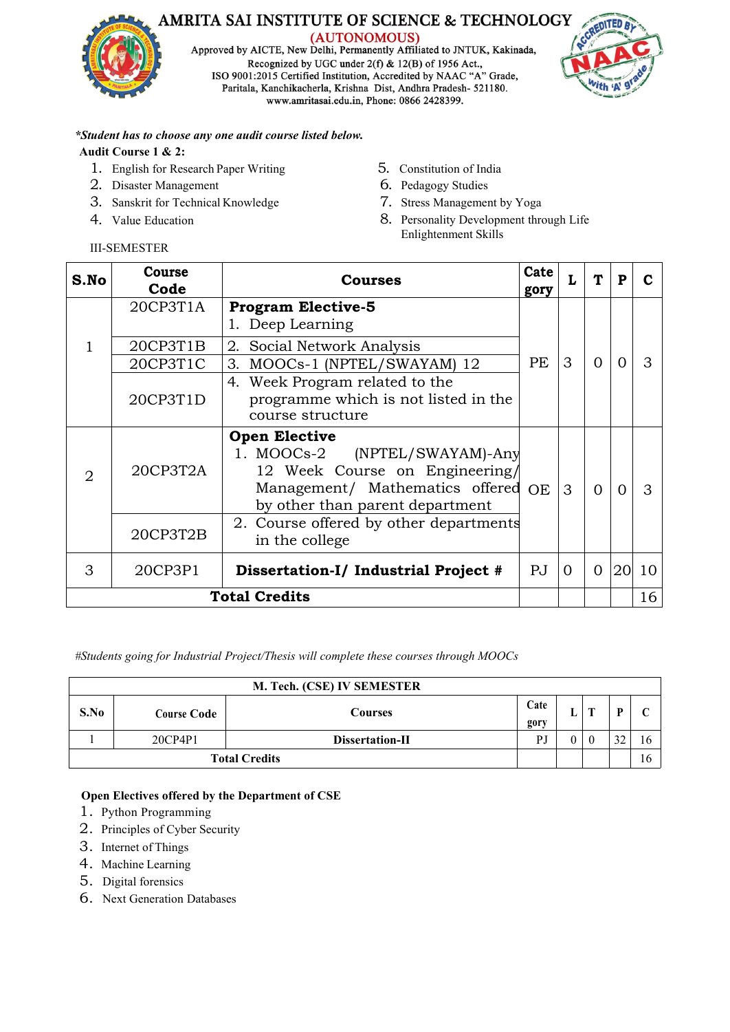*\*Student has to choose any one audit course listed below.*

**Audit Course 1 & 2:**

1. English for Research Paper Writing
2. Disaster Management
3. Sanskrit for Technical Knowledge
4. Value Education
5. Constitution of India
6. Pedagogy Studies
7. Stress Management by Yoga
8. Personality Development through Life Enlightenment Skills

III-SEMESTER

| S.No | Course Code | Courses | Category | L | T | P | C |
|---|---|---|---|---|---|---|---|
| 1 | 20CP3T1A | **Program Elective-5**<br>1. Deep Learning | PE | 3 | 0 | 0 | 3 |
| | 20CP3T1B | 2. Social Network Analysis | | | | | |
| | 20CP3T1C | 3. MOOCs-1 (NPTEL/SWAYAM) 12 | | | | | |
| | 20CP3T1D | 4. Week Program related to the programme which is not listed in the course structure | | | | | |
| 2 | 20CP3T2A | **Open Elective**<br>1. MOOCs-2 (NPTEL/SWAYAM)-Any 12 Week Course on Engineering/ Management/ Mathematics offered by other than parent department | OE | 3 | 0 | 0 | 3 |
| | 20CP3T2B | 2. Course offered by other departments in the college | | | | | |
| 3 | 20CP3P1 | **Dissertation-I/ Industrial Project #** | PJ | 0 | 0 | 20 | 10 |
| **Total Credits** | | | | | | | 16 |

*#Students going for Industrial Project/Thesis will complete these courses through MOOCs*

**M. Tech. (CSE) IV SEMESTER**

| S.No | Course Code | Courses | Category | L | T | P | C |
|---|---|---|---|---|---|---|---|
| 1 | 20CP4P1 | **Dissertation-II** | PJ | 0 | 0 | 32 | 16 |
| **Total Credits** | | | | | | | 16 |

**Open Electives offered by the Department of CSE**

1. Python Programming
2. Principles of Cyber Security
3. Internet of Things
4. Machine Learning
5. Digital forensics
6. Next Generation Databases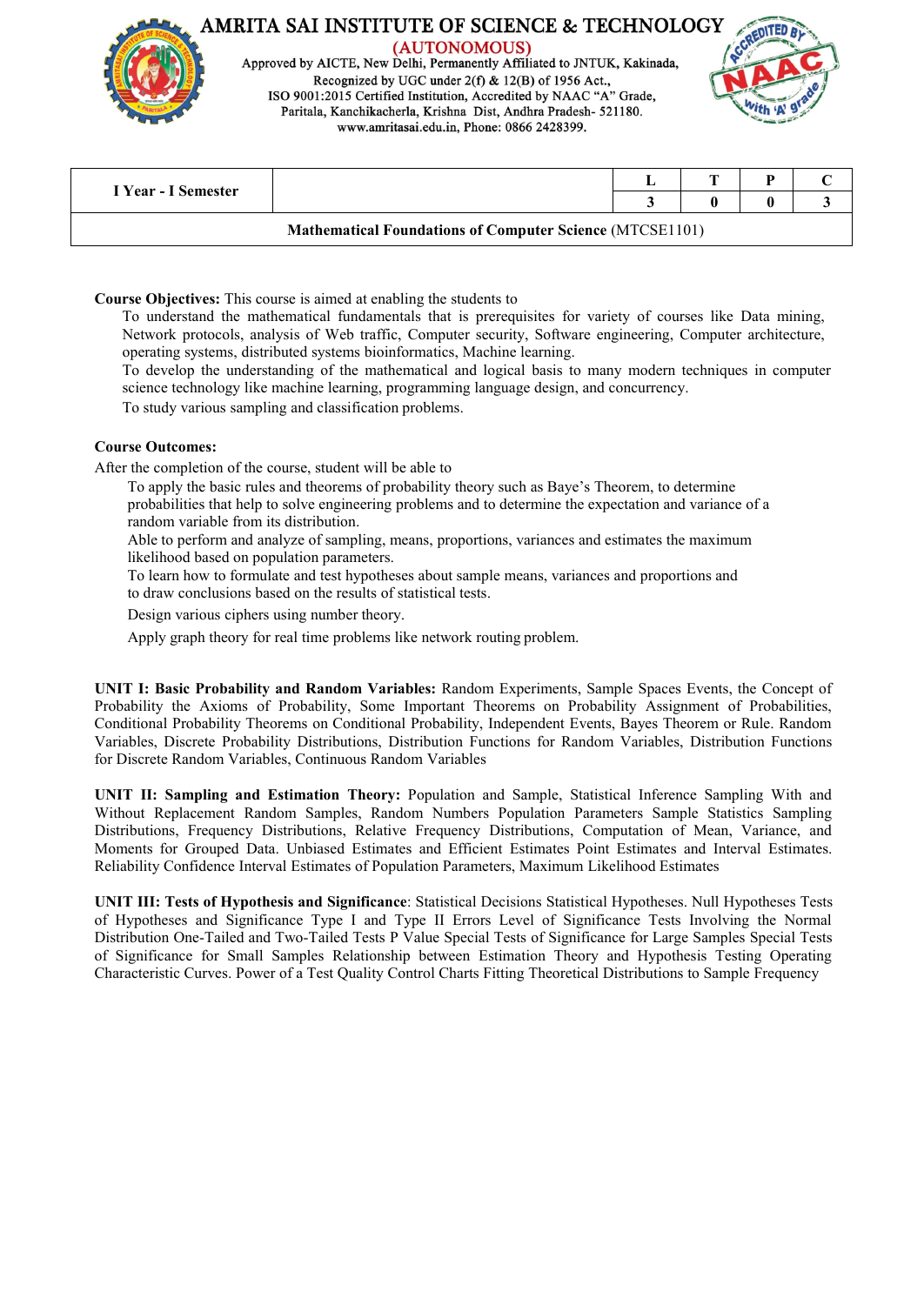| I Year - I Semester | | L | T | P | C |
|---|---|---|---|---|---|
| | | 3 | 0 | 0 | 3 |
| **Mathematical Foundations of Computer Science** (MTCSE1101) | | | | | |

**Course Objectives:** This course is aimed at enabling the students to

- To understand the mathematical fundamentals that is prerequisites for variety of courses like Data mining, Network protocols, analysis of Web traffic, Computer security, Software engineering, Computer architecture, operating systems, distributed systems bioinformatics, Machine learning.
- To develop the understanding of the mathematical and logical basis to many modern techniques in computer science technology like machine learning, programming language design, and concurrency.
- To study various sampling and classification problems.

**Course Outcomes:**

After the completion of the course, student will be able to

- To apply the basic rules and theorems of probability theory such as Baye's Theorem, to determine probabilities that help to solve engineering problems and to determine the expectation and variance of a random variable from its distribution.
- Able to perform and analyze of sampling, means, proportions, variances and estimates the maximum likelihood based on population parameters.
- To learn how to formulate and test hypotheses about sample means, variances and proportions and to draw conclusions based on the results of statistical tests.
- Design various ciphers using number theory.
- Apply graph theory for real time problems like network routing problem.

**UNIT I: Basic Probability and Random Variables:** Random Experiments, Sample Spaces Events, the Concept of Probability the Axioms of Probability, Some Important Theorems on Probability Assignment of Probabilities, Conditional Probability Theorems on Conditional Probability, Independent Events, Bayes Theorem or Rule. Random Variables, Discrete Probability Distributions, Distribution Functions for Random Variables, Distribution Functions for Discrete Random Variables, Continuous Random Variables

**UNIT II: Sampling and Estimation Theory:** Population and Sample, Statistical Inference Sampling With and Without Replacement Random Samples, Random Numbers Population Parameters Sample Statistics Sampling Distributions, Frequency Distributions, Relative Frequency Distributions, Computation of Mean, Variance, and Moments for Grouped Data. Unbiased Estimates and Efficient Estimates Point Estimates and Interval Estimates. Reliability Confidence Interval Estimates of Population Parameters, Maximum Likelihood Estimates

**UNIT III: Tests of Hypothesis and Significance**: Statistical Decisions Statistical Hypotheses. Null Hypotheses Tests of Hypotheses and Significance Type I and Type II Errors Level of Significance Tests Involving the Normal Distribution One-Tailed and Two-Tailed Tests P Value Special Tests of Significance for Large Samples Special Tests of Significance for Small Samples Relationship between Estimation Theory and Hypothesis Testing Operating Characteristic Curves. Power of a Test Quality Control Charts Fitting Theoretical Distributions to Sample Frequency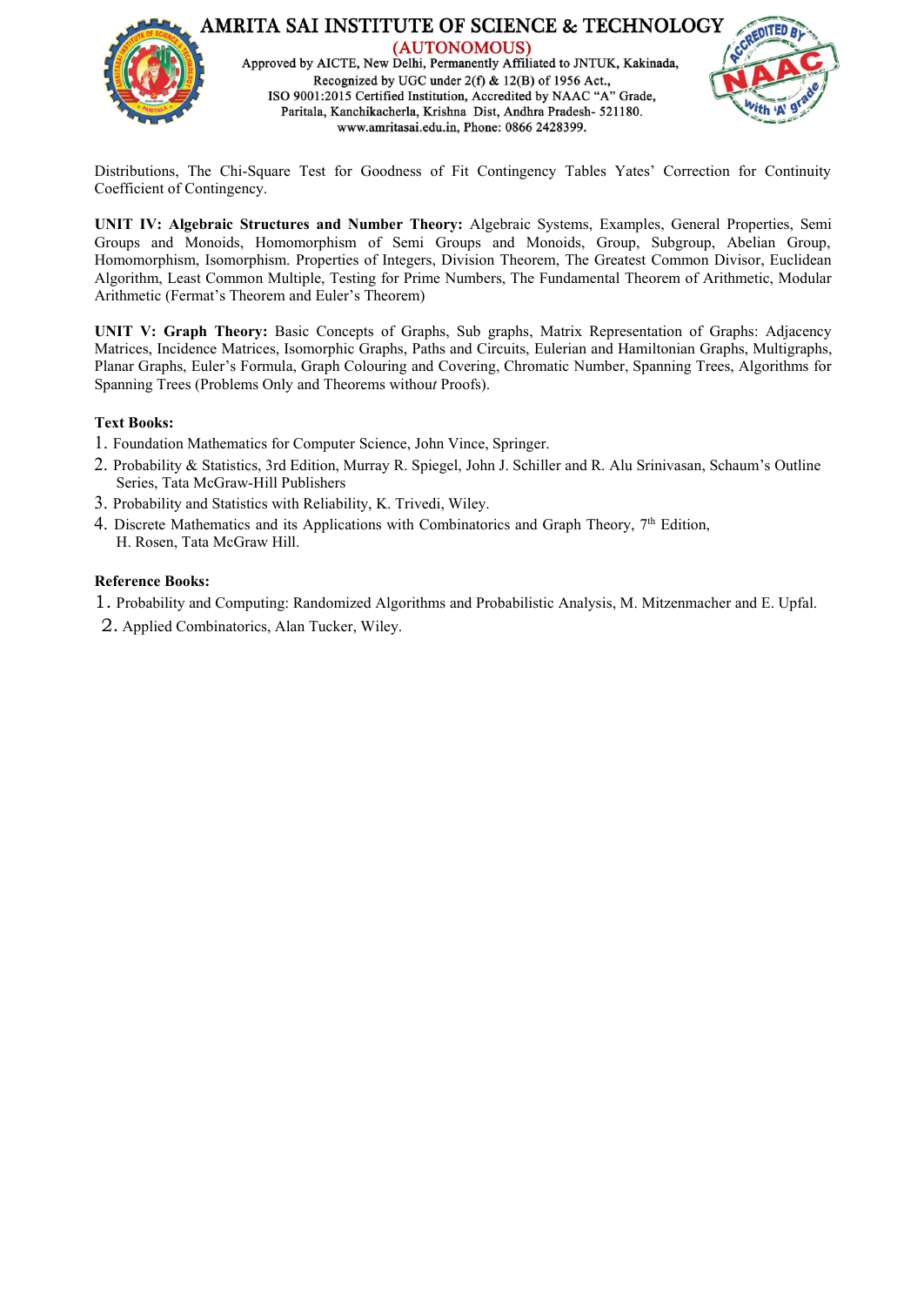Distributions, The Chi-Square Test for Goodness of Fit Contingency Tables Yates' Correction for Continuity Coefficient of Contingency.

**UNIT IV: Algebraic Structures and Number Theory:** Algebraic Systems, Examples, General Properties, Semi Groups and Monoids, Homomorphism of Semi Groups and Monoids, Group, Subgroup, Abelian Group, Homomorphism, Isomorphism. Properties of Integers, Division Theorem, The Greatest Common Divisor, Euclidean Algorithm, Least Common Multiple, Testing for Prime Numbers, The Fundamental Theorem of Arithmetic, Modular Arithmetic (Fermat's Theorem and Euler's Theorem)

**UNIT V: Graph Theory:** Basic Concepts of Graphs, Sub graphs, Matrix Representation of Graphs: Adjacency Matrices, Incidence Matrices, Isomorphic Graphs, Paths and Circuits, Eulerian and Hamiltonian Graphs, Multigraphs, Planar Graphs, Euler's Formula, Graph Colouring and Covering, Chromatic Number, Spanning Trees, Algorithms for Spanning Trees (Problems Only and Theorems without Proofs).

**Text Books:**

1. Foundation Mathematics for Computer Science, John Vince, Springer.
2. Probability & Statistics, 3rd Edition, Murray R. Spiegel, John J. Schiller and R. Alu Srinivasan, Schaum's Outline Series, Tata McGraw-Hill Publishers
3. Probability and Statistics with Reliability, K. Trivedi, Wiley.
4. Discrete Mathematics and its Applications with Combinatorics and Graph Theory, 7th Edition, H. Rosen, Tata McGraw Hill.

**Reference Books:**

1. Probability and Computing: Randomized Algorithms and Probabilistic Analysis, M. Mitzenmacher and E. Upfal.
2. Applied Combinatorics, Alan Tucker, Wiley.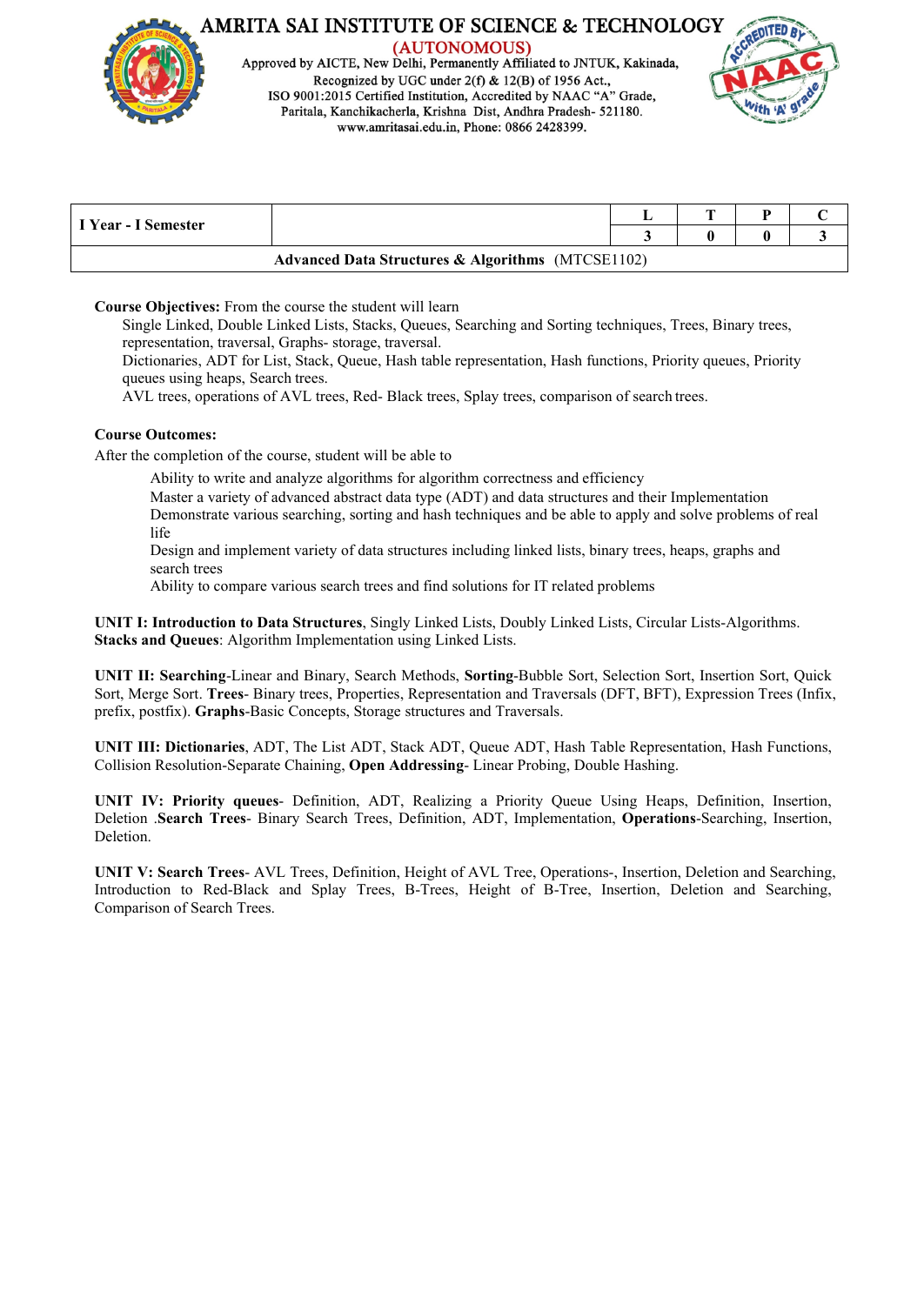| I Year - I Semester | | L | T | P | C |
|---|---|---|---|---|---|
| | | 3 | 0 | 0 | 3 |
| **Advanced Data Structures & Algorithms** (MTCSE1102) | | | | | |

**Course Objectives:** From the course the student will learn

Single Linked, Double Linked Lists, Stacks, Queues, Searching and Sorting techniques, Trees, Binary trees, representation, traversal, Graphs- storage, traversal.

Dictionaries, ADT for List, Stack, Queue, Hash table representation, Hash functions, Priority queues, Priority queues using heaps, Search trees.

AVL trees, operations of AVL trees, Red- Black trees, Splay trees, comparison of search trees.

**Course Outcomes:**

After the completion of the course, student will be able to

Ability to write and analyze algorithms for algorithm correctness and efficiency

Master a variety of advanced abstract data type (ADT) and data structures and their Implementation

Demonstrate various searching, sorting and hash techniques and be able to apply and solve problems of real life

Design and implement variety of data structures including linked lists, binary trees, heaps, graphs and search trees

Ability to compare various search trees and find solutions for IT related problems

**UNIT I: Introduction to Data Structures**, Singly Linked Lists, Doubly Linked Lists, Circular Lists-Algorithms. **Stacks and Queues**: Algorithm Implementation using Linked Lists.

**UNIT II: Searching**-Linear and Binary, Search Methods, **Sorting**-Bubble Sort, Selection Sort, Insertion Sort, Quick Sort, Merge Sort. **Trees**- Binary trees, Properties, Representation and Traversals (DFT, BFT), Expression Trees (Infix, prefix, postfix). **Graphs**-Basic Concepts, Storage structures and Traversals.

**UNIT III: Dictionaries**, ADT, The List ADT, Stack ADT, Queue ADT, Hash Table Representation, Hash Functions, Collision Resolution-Separate Chaining, **Open Addressing**- Linear Probing, Double Hashing.

**UNIT IV: Priority queues**- Definition, ADT, Realizing a Priority Queue Using Heaps, Definition, Insertion, Deletion .**Search Trees**- Binary Search Trees, Definition, ADT, Implementation, **Operations**-Searching, Insertion, Deletion.

**UNIT V: Search Trees**- AVL Trees, Definition, Height of AVL Tree, Operations-, Insertion, Deletion and Searching, Introduction to Red-Black and Splay Trees, B-Trees, Height of B-Tree, Insertion, Deletion and Searching, Comparison of Search Trees.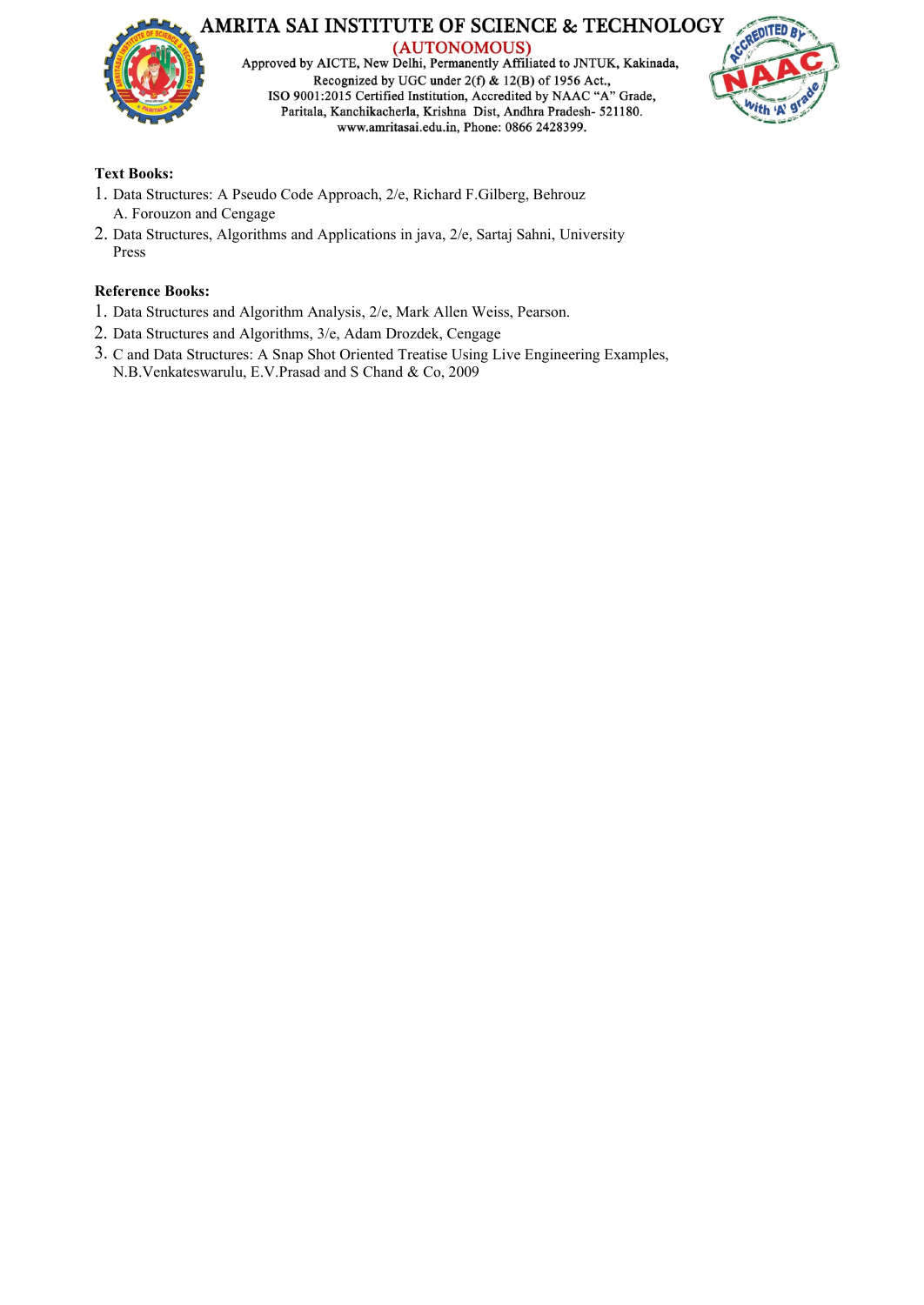**Text Books:**

1. Data Structures: A Pseudo Code Approach, 2/e, Richard F.Gilberg, Behrouz A. Forouzon and Cengage
2. Data Structures, Algorithms and Applications in java, 2/e, Sartaj Sahni, University Press

**Reference Books:**

1. Data Structures and Algorithm Analysis, 2/e, Mark Allen Weiss, Pearson.
2. Data Structures and Algorithms, 3/e, Adam Drozdek, Cengage
3. C and Data Structures: A Snap Shot Oriented Treatise Using Live Engineering Examples, N.B.Venkateswarulu, E.V.Prasad and S Chand & Co, 2009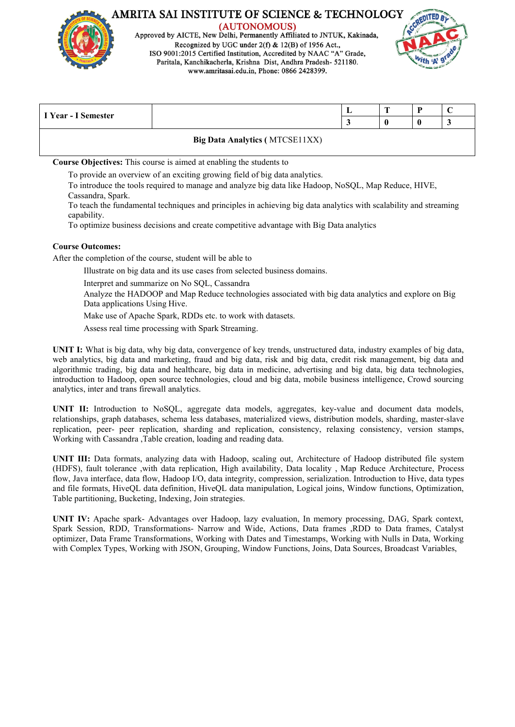# AMRITA SAI INSTITUTE OF SCIENCE & TECHNOLOGY

(AUTONOMOUS)

Approved by AICTE, New Delhi, Permanently Affiliated to JNTUK, Kakinada,
Recognized by UGC under 2(f) & 12(B) of 1956 Act.,
ISO 9001:2015 Certified Institution, Accredited by NAAC "A" Grade,
Paritala, Kanchikacherla, Krishna Dist, Andhra Pradesh- 521180.
www.amritasai.edu.in, Phone: 0866 2428399.

| I Year - I Semester | | L | T | P | C |
|---|---|---|---|---|---|
| | | 3 | 0 | 0 | 3 |
| **Big Data Analytics (** MTCSE11XX) | | | | | |

**Course Objectives:** This course is aimed at enabling the students to

- To provide an overview of an exciting growing field of big data analytics.
- To introduce the tools required to manage and analyze big data like Hadoop, NoSQL, Map Reduce, HIVE, Cassandra, Spark.
- To teach the fundamental techniques and principles in achieving big data analytics with scalability and streaming capability.
- To optimize business decisions and create competitive advantage with Big Data analytics

**Course Outcomes:**

After the completion of the course, student will be able to

- Illustrate on big data and its use cases from selected business domains.
- Interpret and summarize on No SQL, Cassandra
- Analyze the HADOOP and Map Reduce technologies associated with big data analytics and explore on Big Data applications Using Hive.
- Make use of Apache Spark, RDDs etc. to work with datasets.
- Assess real time processing with Spark Streaming.

**UNIT I:** What is big data, why big data, convergence of key trends, unstructured data, industry examples of big data, web analytics, big data and marketing, fraud and big data, risk and big data, credit risk management, big data and algorithmic trading, big data and healthcare, big data in medicine, advertising and big data, big data technologies, introduction to Hadoop, open source technologies, cloud and big data, mobile business intelligence, Crowd sourcing analytics, inter and trans firewall analytics.

**UNIT II:** Introduction to NoSQL, aggregate data models, aggregates, key-value and document data models, relationships, graph databases, schema less databases, materialized views, distribution models, sharding, master-slave replication, peer- peer replication, sharding and replication, consistency, relaxing consistency, version stamps, Working with Cassandra ,Table creation, loading and reading data.

**UNIT III:** Data formats, analyzing data with Hadoop, scaling out, Architecture of Hadoop distributed file system (HDFS), fault tolerance ,with data replication, High availability, Data locality , Map Reduce Architecture, Process flow, Java interface, data flow, Hadoop I/O, data integrity, compression, serialization. Introduction to Hive, data types and file formats, HiveQL data definition, HiveQL data manipulation, Logical joins, Window functions, Optimization, Table partitioning, Bucketing, Indexing, Join strategies.

**UNIT IV:** Apache spark- Advantages over Hadoop, lazy evaluation, In memory processing, DAG, Spark context, Spark Session, RDD, Transformations- Narrow and Wide, Actions, Data frames ,RDD to Data frames, Catalyst optimizer, Data Frame Transformations, Working with Dates and Timestamps, Working with Nulls in Data, Working with Complex Types, Working with JSON, Grouping, Window Functions, Joins, Data Sources, Broadcast Variables,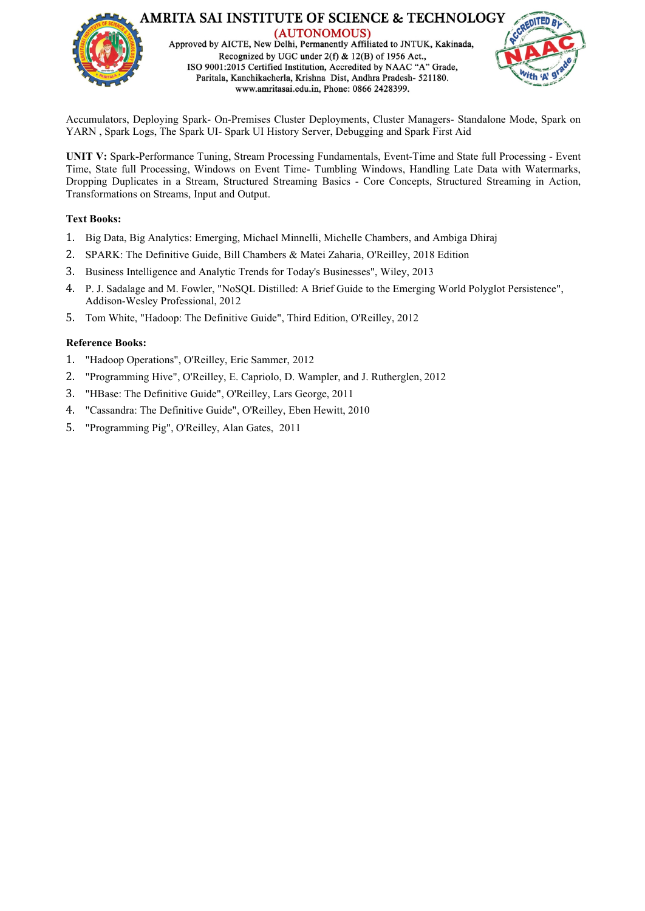Accumulators, Deploying Spark- On-Premises Cluster Deployments, Cluster Managers- Standalone Mode, Spark on YARN , Spark Logs, The Spark UI- Spark UI History Server, Debugging and Spark First Aid

**UNIT V:** Spark-Performance Tuning, Stream Processing Fundamentals, Event-Time and State full Processing - Event Time, State full Processing, Windows on Event Time- Tumbling Windows, Handling Late Data with Watermarks, Dropping Duplicates in a Stream, Structured Streaming Basics - Core Concepts, Structured Streaming in Action, Transformations on Streams, Input and Output.

**Text Books:**

1. Big Data, Big Analytics: Emerging, Michael Minnelli, Michelle Chambers, and Ambiga Dhiraj
2. SPARK: The Definitive Guide, Bill Chambers & Matei Zaharia, O'Reilley, 2018 Edition
3. Business Intelligence and Analytic Trends for Today's Businesses", Wiley, 2013
4. P. J. Sadalage and M. Fowler, "NoSQL Distilled: A Brief Guide to the Emerging World Polyglot Persistence", Addison-Wesley Professional, 2012
5. Tom White, "Hadoop: The Definitive Guide", Third Edition, O'Reilley, 2012

**Reference Books:**

1. "Hadoop Operations", O'Reilley, Eric Sammer, 2012
2. "Programming Hive", O'Reilley, E. Capriolo, D. Wampler, and J. Rutherglen, 2012
3. "HBase: The Definitive Guide", O'Reilley, Lars George, 2011
4. "Cassandra: The Definitive Guide", O'Reilley, Eben Hewitt, 2010
5. "Programming Pig", O'Reilley, Alan Gates, 2011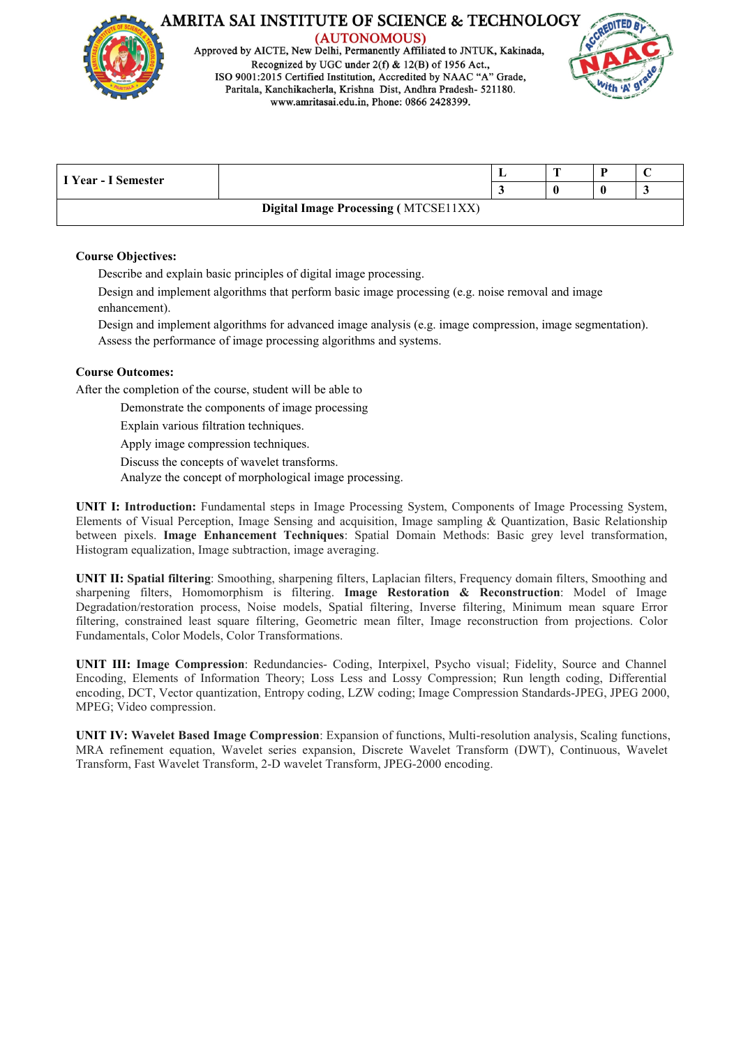| I Year - I Semester | | L | T | P | C |
|---|---|---|---|---|---|
| | | 3 | 0 | 0 | 3 |
| **Digital Image Processing** ( MTCSE11XX) | | | | | |

**Course Objectives:**

Describe and explain basic principles of digital image processing.

Design and implement algorithms that perform basic image processing (e.g. noise removal and image enhancement).

Design and implement algorithms for advanced image analysis (e.g. image compression, image segmentation).

Assess the performance of image processing algorithms and systems.

**Course Outcomes:**

After the completion of the course, student will be able to

Demonstrate the components of image processing

Explain various filtration techniques.

Apply image compression techniques.

Discuss the concepts of wavelet transforms.

Analyze the concept of morphological image processing.

**UNIT I: Introduction:** Fundamental steps in Image Processing System, Components of Image Processing System, Elements of Visual Perception, Image Sensing and acquisition, Image sampling & Quantization, Basic Relationship between pixels. **Image Enhancement Techniques**: Spatial Domain Methods: Basic grey level transformation, Histogram equalization, Image subtraction, image averaging.

**UNIT II: Spatial filtering**: Smoothing, sharpening filters, Laplacian filters, Frequency domain filters, Smoothing and sharpening filters, Homomorphism is filtering. **Image Restoration & Reconstruction**: Model of Image Degradation/restoration process, Noise models, Spatial filtering, Inverse filtering, Minimum mean square Error filtering, constrained least square filtering, Geometric mean filter, Image reconstruction from projections. Color Fundamentals, Color Models, Color Transformations.

**UNIT III: Image Compression**: Redundancies- Coding, Interpixel, Psycho visual; Fidelity, Source and Channel Encoding, Elements of Information Theory; Loss Less and Lossy Compression; Run length coding, Differential encoding, DCT, Vector quantization, Entropy coding, LZW coding; Image Compression Standards-JPEG, JPEG 2000, MPEG; Video compression.

**UNIT IV: Wavelet Based Image Compression**: Expansion of functions, Multi-resolution analysis, Scaling functions, MRA refinement equation, Wavelet series expansion, Discrete Wavelet Transform (DWT), Continuous, Wavelet Transform, Fast Wavelet Transform, 2-D wavelet Transform, JPEG-2000 encoding.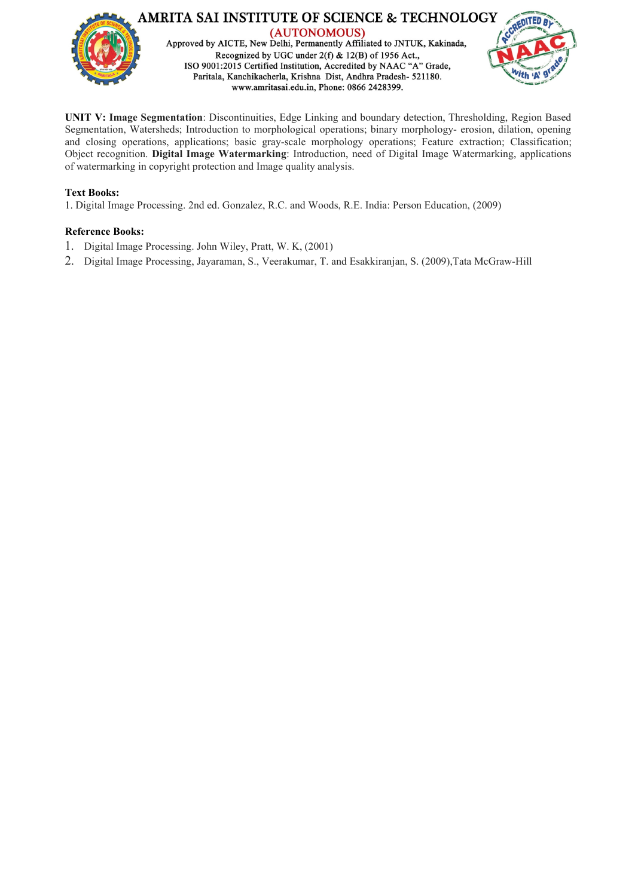**UNIT V: Image Segmentation**: Discontinuities, Edge Linking and boundary detection, Thresholding, Region Based Segmentation, Watersheds; Introduction to morphological operations; binary morphology- erosion, dilation, opening and closing operations, applications; basic gray-scale morphology operations; Feature extraction; Classification; Object recognition. **Digital Image Watermarking**: Introduction, need of Digital Image Watermarking, applications of watermarking in copyright protection and Image quality analysis.

**Text Books:**

1. Digital Image Processing. 2nd ed. Gonzalez, R.C. and Woods, R.E. India: Person Education, (2009)

**Reference Books:**

1. Digital Image Processing. John Wiley, Pratt, W. K, (2001)
2. Digital Image Processing, Jayaraman, S., Veerakumar, T. and Esakkiranjan, S. (2009),Tata McGraw-Hill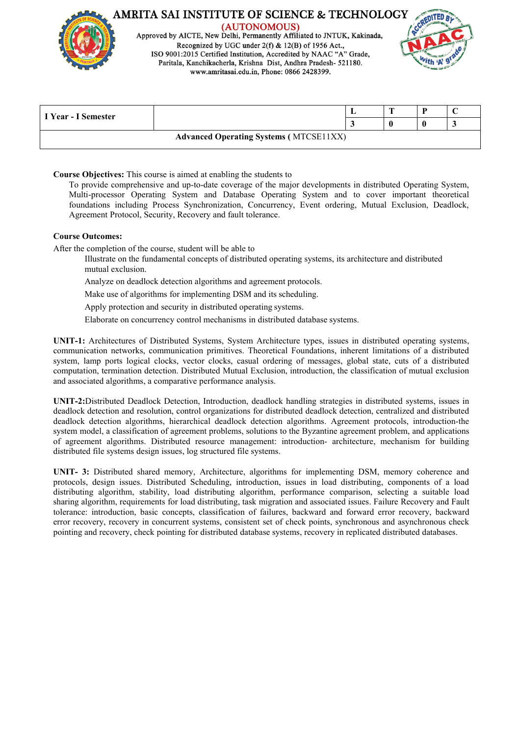# AMRITA SAI INSTITUTE OF SCIENCE & TECHNOLOGY

(AUTONOMOUS)

Approved by AICTE, New Delhi, Permanently Affiliated to JNTUK, Kakinada,
Recognized by UGC under 2(f) & 12(B) of 1956 Act.,
ISO 9001:2015 Certified Institution, Accredited by NAAC "A" Grade,
Paritala, Kanchikacherla, Krishna Dist, Andhra Pradesh- 521180.
www.amritasai.edu.in, Phone: 0866 2428399.

| I Year - I Semester | | L | T | P | C |
|---|---|---|---|---|---|
| | | 3 | 0 | 0 | 3 |
| **Advanced Operating Systems** ( MTCSE11XX) | | | | | |

**Course Objectives:** This course is aimed at enabling the students to

To provide comprehensive and up-to-date coverage of the major developments in distributed Operating System, Multi-processor Operating System and Database Operating System and to cover important theoretical foundations including Process Synchronization, Concurrency, Event ordering, Mutual Exclusion, Deadlock, Agreement Protocol, Security, Recovery and fault tolerance.

**Course Outcomes:**

After the completion of the course, student will be able to

- Illustrate on the fundamental concepts of distributed operating systems, its architecture and distributed mutual exclusion.
- Analyze on deadlock detection algorithms and agreement protocols.
- Make use of algorithms for implementing DSM and its scheduling.
- Apply protection and security in distributed operating systems.
- Elaborate on concurrency control mechanisms in distributed database systems.

**UNIT-1:** Architectures of Distributed Systems, System Architecture types, issues in distributed operating systems, communication networks, communication primitives. Theoretical Foundations, inherent limitations of a distributed system, lamp ports logical clocks, vector clocks, casual ordering of messages, global state, cuts of a distributed computation, termination detection. Distributed Mutual Exclusion, introduction, the classification of mutual exclusion and associated algorithms, a comparative performance analysis.

**UNIT-2:**Distributed Deadlock Detection, Introduction, deadlock handling strategies in distributed systems, issues in deadlock detection and resolution, control organizations for distributed deadlock detection, centralized and distributed deadlock detection algorithms, hierarchical deadlock detection algorithms. Agreement protocols, introduction-the system model, a classification of agreement problems, solutions to the Byzantine agreement problem, and applications of agreement algorithms. Distributed resource management: introduction- architecture, mechanism for building distributed file systems design issues, log structured file systems.

**UNIT- 3:** Distributed shared memory, Architecture, algorithms for implementing DSM, memory coherence and protocols, design issues. Distributed Scheduling, introduction, issues in load distributing, components of a load distributing algorithm, stability, load distributing algorithm, performance comparison, selecting a suitable load sharing algorithm, requirements for load distributing, task migration and associated issues. Failure Recovery and Fault tolerance: introduction, basic concepts, classification of failures, backward and forward error recovery, backward error recovery, recovery in concurrent systems, consistent set of check points, synchronous and asynchronous check pointing and recovery, check pointing for distributed database systems, recovery in replicated distributed databases.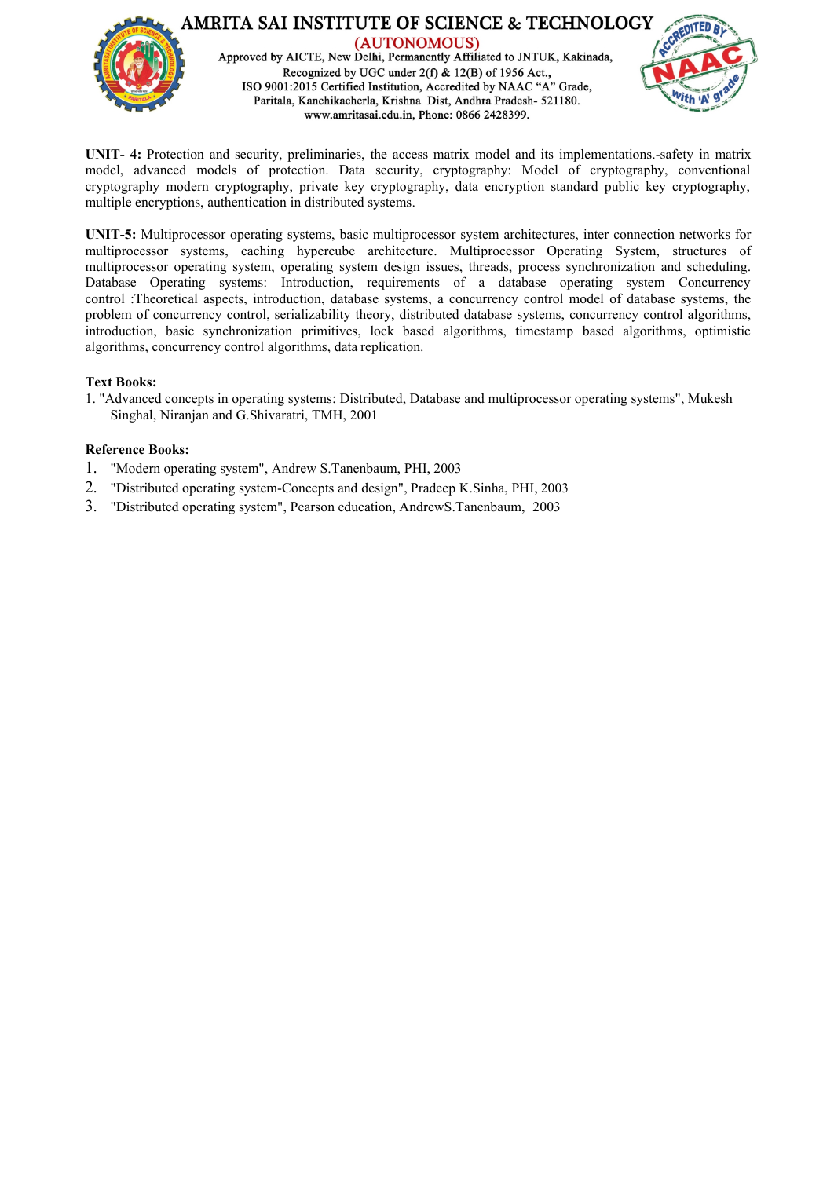**UNIT- 4:** Protection and security, preliminaries, the access matrix model and its implementations.-safety in matrix model, advanced models of protection. Data security, cryptography: Model of cryptography, conventional cryptography modern cryptography, private key cryptography, data encryption standard public key cryptography, multiple encryptions, authentication in distributed systems.

**UNIT-5:** Multiprocessor operating systems, basic multiprocessor system architectures, inter connection networks for multiprocessor systems, caching hypercube architecture. Multiprocessor Operating System, structures of multiprocessor operating system, operating system design issues, threads, process synchronization and scheduling. Database Operating systems: Introduction, requirements of a database operating system Concurrency control :Theoretical aspects, introduction, database systems, a concurrency control model of database systems, the problem of concurrency control, serializability theory, distributed database systems, concurrency control algorithms, introduction, basic synchronization primitives, lock based algorithms, timestamp based algorithms, optimistic algorithms, concurrency control algorithms, data replication.

**Text Books:**

1. "Advanced concepts in operating systems: Distributed, Database and multiprocessor operating systems", Mukesh Singhal, Niranjan and G.Shivaratri, TMH, 2001

**Reference Books:**

1. "Modern operating system", Andrew S.Tanenbaum, PHI, 2003
2. "Distributed operating system-Concepts and design", Pradeep K.Sinha, PHI, 2003
3. "Distributed operating system", Pearson education, AndrewS.Tanenbaum, 2003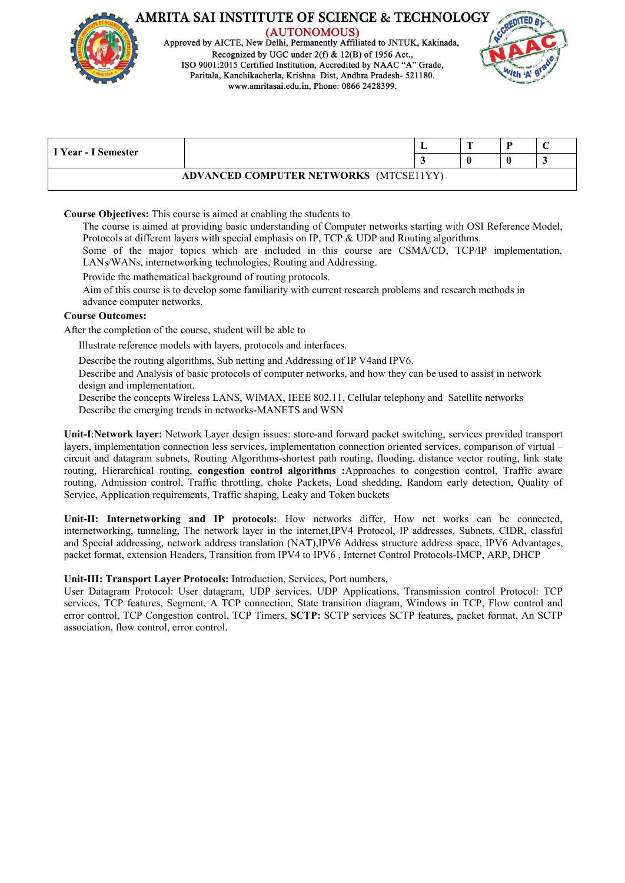| I Year - I Semester | | L | T | P | C |
|---|---|---|---|---|---|
| | | 3 | 0 | 0 | 3 |
| **ADVANCED COMPUTER NETWORKS** (MTCSE11YY) | | | | | |

**Course Objectives:** This course is aimed at enabling the students to

- The course is aimed at providing basic understanding of Computer networks starting with OSI Reference Model, Protocols at different layers with special emphasis on IP, TCP & UDP and Routing algorithms.
- Some of the major topics which are included in this course are CSMA/CD, TCP/IP implementation, LANs/WANs, internetworking technologies, Routing and Addressing.
- Provide the mathematical background of routing protocols.
- Aim of this course is to develop some familiarity with current research problems and research methods in advance computer networks.

**Course Outcomes:**

After the completion of the course, student will be able to

- Illustrate reference models with layers, protocols and interfaces.
- Describe the routing algorithms, Sub netting and Addressing of IP V4and IPV6.
- Describe and Analysis of basic protocols of computer networks, and how they can be used to assist in network design and implementation.
- Describe the concepts Wireless LANS, WIMAX, IEEE 802.11, Cellular telephony and Satellite networks
- Describe the emerging trends in networks-MANETS and WSN

**Unit-I**:**Network layer:** Network Layer design issues: store-and forward packet switching, services provided transport layers, implementation connection less services, implementation connection oriented services, comparison of virtual –circuit and datagram subnets, Routing Algorithms-shortest path routing, flooding, distance vector routing, link state routing, Hierarchical routing, **congestion control algorithms :**Approaches to congestion control, Traffic aware routing, Admission control, Traffic throttling, choke Packets, Load shedding, Random early detection, Quality of Service, Application requirements, Traffic shaping, Leaky and Token buckets

**Unit-II: Internetworking and IP protocols:** How networks differ, How net works can be connected, internetworking, tunneling, The network layer in the internet,IPV4 Protocol, IP addresses, Subnets, CIDR, classful and Special addressing, network address translation (NAT),IPV6 Address structure address space, IPV6 Advantages, packet format, extension Headers, Transition from IPV4 to IPV6 , Internet Control Protocols-IMCP, ARP, DHCP

**Unit-III: Transport Layer Protocols:** Introduction, Services, Port numbers,
User Datagram Protocol: User datagram, UDP services, UDP Applications, Transmission control Protocol: TCP services, TCP features, Segment, A TCP connection, State transition diagram, Windows in TCP, Flow control and error control, TCP Congestion control, TCP Timers, **SCTP:** SCTP services SCTP features, packet format, An SCTP association, flow control, error control.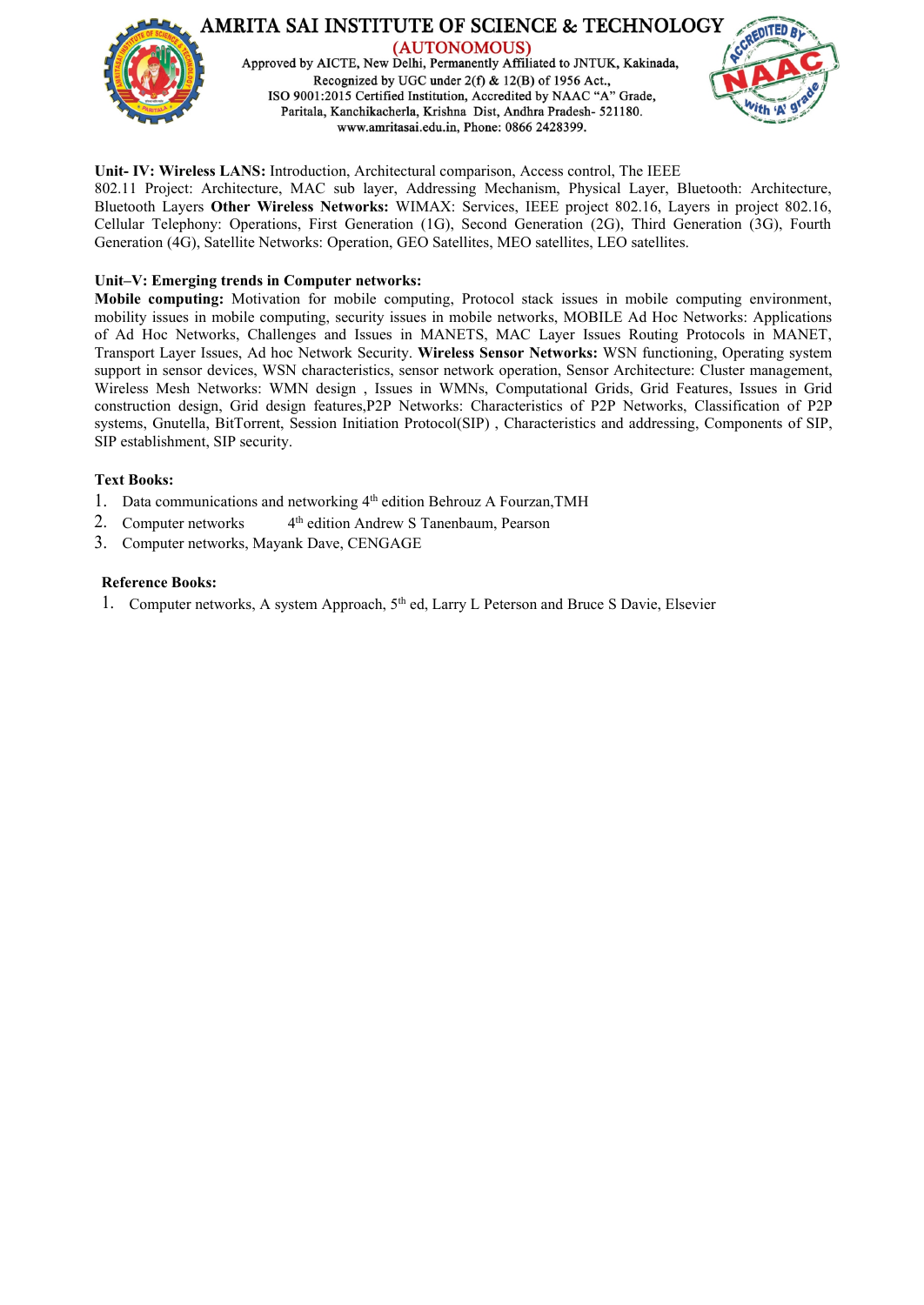**Unit- IV: Wireless LANS:** Introduction, Architectural comparison, Access control, The IEEE 802.11 Project: Architecture, MAC sub layer, Addressing Mechanism, Physical Layer, Bluetooth: Architecture, Bluetooth Layers **Other Wireless Networks:** WIMAX: Services, IEEE project 802.16, Layers in project 802.16, Cellular Telephony: Operations, First Generation (1G), Second Generation (2G), Third Generation (3G), Fourth Generation (4G), Satellite Networks: Operation, GEO Satellites, MEO satellites, LEO satellites.

**Unit–V: Emerging trends in Computer networks:**

**Mobile computing:** Motivation for mobile computing, Protocol stack issues in mobile computing environment, mobility issues in mobile computing, security issues in mobile networks, MOBILE Ad Hoc Networks: Applications of Ad Hoc Networks, Challenges and Issues in MANETS, MAC Layer Issues Routing Protocols in MANET, Transport Layer Issues, Ad hoc Network Security. **Wireless Sensor Networks:** WSN functioning, Operating system support in sensor devices, WSN characteristics, sensor network operation, Sensor Architecture: Cluster management, Wireless Mesh Networks: WMN design , Issues in WMNs, Computational Grids, Grid Features, Issues in Grid construction design, Grid design features,P2P Networks: Characteristics of P2P Networks, Classification of P2P systems, Gnutella, BitTorrent, Session Initiation Protocol(SIP) , Characteristics and addressing, Components of SIP, SIP establishment, SIP security.

**Text Books:**

1. Data communications and networking 4th edition Behrouz A Fourzan,TMH
2. Computer networks 4th edition Andrew S Tanenbaum, Pearson
3. Computer networks, Mayank Dave, CENGAGE

**Reference Books:**

1. Computer networks, A system Approach, 5th ed, Larry L Peterson and Bruce S Davie, Elsevier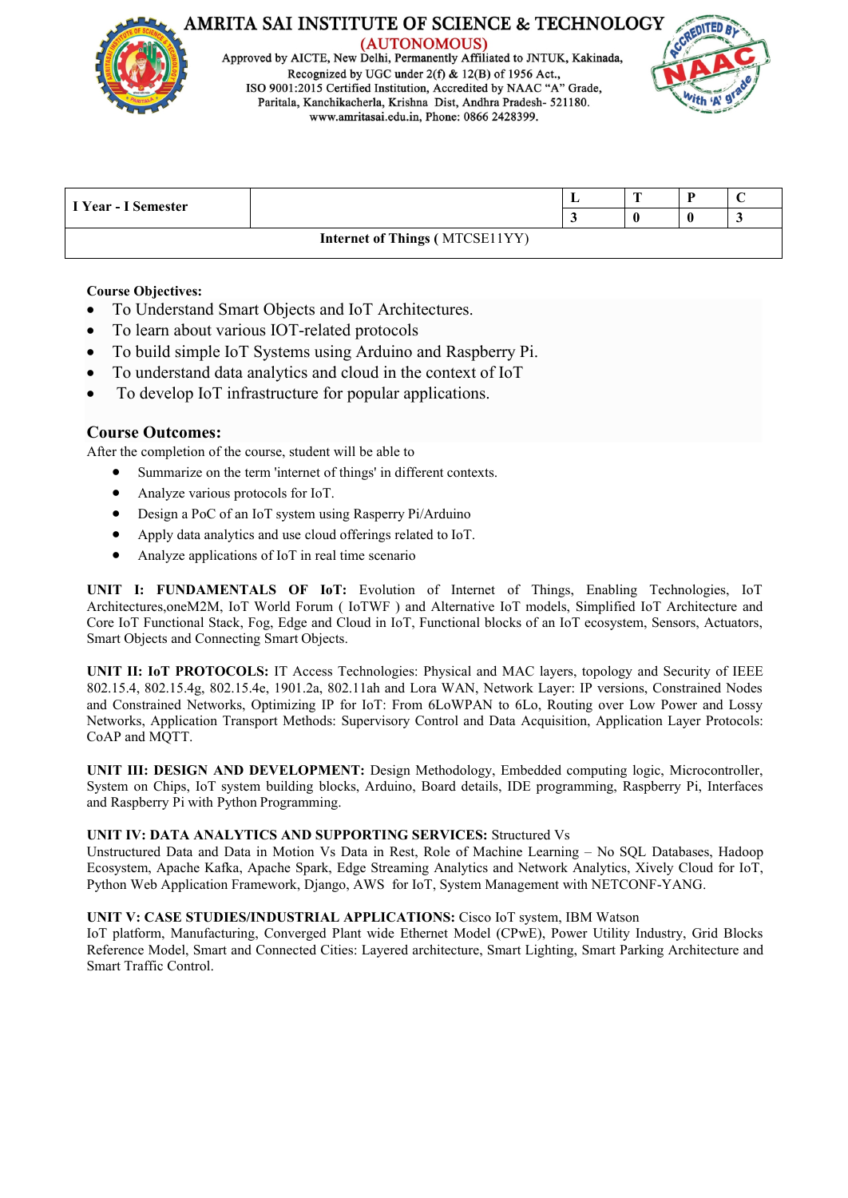# AMRITA SAI INSTITUTE OF SCIENCE & TECHNOLOGY

(AUTONOMOUS)

Approved by AICTE, New Delhi, Permanently Affiliated to JNTUK, Kakinada, Recognized by UGC under 2(f) & 12(B) of 1956 Act., ISO 9001:2015 Certified Institution, Accredited by NAAC "A" Grade, Paritala, Kanchikacherla, Krishna Dist, Andhra Pradesh- 521180. www.amritasai.edu.in, Phone: 0866 2428399.

| I Year - I Semester | | L | T | P | C |
|---|---|---|---|---|---|
| | | 3 | 0 | 0 | 3 |
| **Internet of Things** ( MTCSE11YY) | | | | | |

**Course Objectives:**

- To Understand Smart Objects and IoT Architectures.
- To learn about various IOT-related protocols
- To build simple IoT Systems using Arduino and Raspberry Pi.
- To understand data analytics and cloud in the context of IoT
- To develop IoT infrastructure for popular applications.

## Course Outcomes:

After the completion of the course, student will be able to

- Summarize on the term 'internet of things' in different contexts.
- Analyze various protocols for IoT.
- Design a PoC of an IoT system using Rasperry Pi/Arduino
- Apply data analytics and use cloud offerings related to IoT.
- Analyze applications of IoT in real time scenario

**UNIT I: FUNDAMENTALS OF IoT:** Evolution of Internet of Things, Enabling Technologies, IoT Architectures,oneM2M, IoT World Forum ( IoTWF ) and Alternative IoT models, Simplified IoT Architecture and Core IoT Functional Stack, Fog, Edge and Cloud in IoT, Functional blocks of an IoT ecosystem, Sensors, Actuators, Smart Objects and Connecting Smart Objects.

**UNIT II: IoT PROTOCOLS:** IT Access Technologies: Physical and MAC layers, topology and Security of IEEE 802.15.4, 802.15.4g, 802.15.4e, 1901.2a, 802.11ah and Lora WAN, Network Layer: IP versions, Constrained Nodes and Constrained Networks, Optimizing IP for IoT: From 6LoWPAN to 6Lo, Routing over Low Power and Lossy Networks, Application Transport Methods: Supervisory Control and Data Acquisition, Application Layer Protocols: CoAP and MQTT.

**UNIT III: DESIGN AND DEVELOPMENT:** Design Methodology, Embedded computing logic, Microcontroller, System on Chips, IoT system building blocks, Arduino, Board details, IDE programming, Raspberry Pi, Interfaces and Raspberry Pi with Python Programming.

**UNIT IV: DATA ANALYTICS AND SUPPORTING SERVICES:** Structured Vs Unstructured Data and Data in Motion Vs Data in Rest, Role of Machine Learning – No SQL Databases, Hadoop Ecosystem, Apache Kafka, Apache Spark, Edge Streaming Analytics and Network Analytics, Xively Cloud for IoT, Python Web Application Framework, Django, AWS for IoT, System Management with NETCONF-YANG.

**UNIT V: CASE STUDIES/INDUSTRIAL APPLICATIONS:** Cisco IoT system, IBM Watson IoT platform, Manufacturing, Converged Plant wide Ethernet Model (CPwE), Power Utility Industry, Grid Blocks Reference Model, Smart and Connected Cities: Layered architecture, Smart Lighting, Smart Parking Architecture and Smart Traffic Control.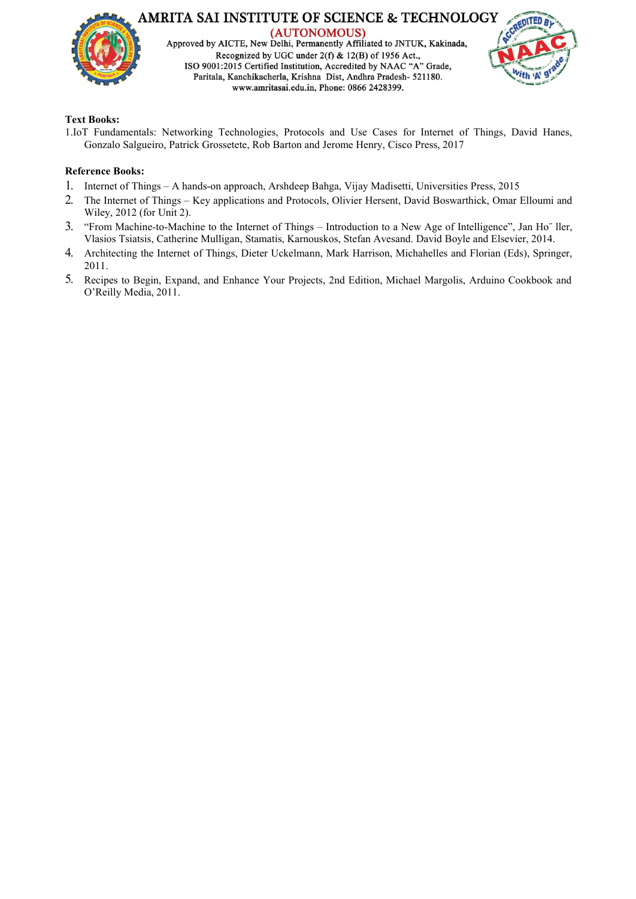**Text Books:**

1.IoT Fundamentals: Networking Technologies, Protocols and Use Cases for Internet of Things, David Hanes, Gonzalo Salgueiro, Patrick Grossetete, Rob Barton and Jerome Henry, Cisco Press, 2017

**Reference Books:**

1. Internet of Things – A hands-on approach, Arshdeep Bahga, Vijay Madisetti, Universities Press, 2015
2. The Internet of Things – Key applications and Protocols, Olivier Hersent, David Boswarthick, Omar Elloumi and Wiley, 2012 (for Unit 2).
3. "From Machine-to-Machine to the Internet of Things – Introduction to a New Age of Intelligence", Jan Ho¨ ller, Vlasios Tsiatsis, Catherine Mulligan, Stamatis, Karnouskos, Stefan Avesand. David Boyle and Elsevier, 2014.
4. Architecting the Internet of Things, Dieter Uckelmann, Mark Harrison, Michahelles and Florian (Eds), Springer, 2011.
5. Recipes to Begin, Expand, and Enhance Your Projects, 2nd Edition, Michael Margolis, Arduino Cookbook and O'Reilly Media, 2011.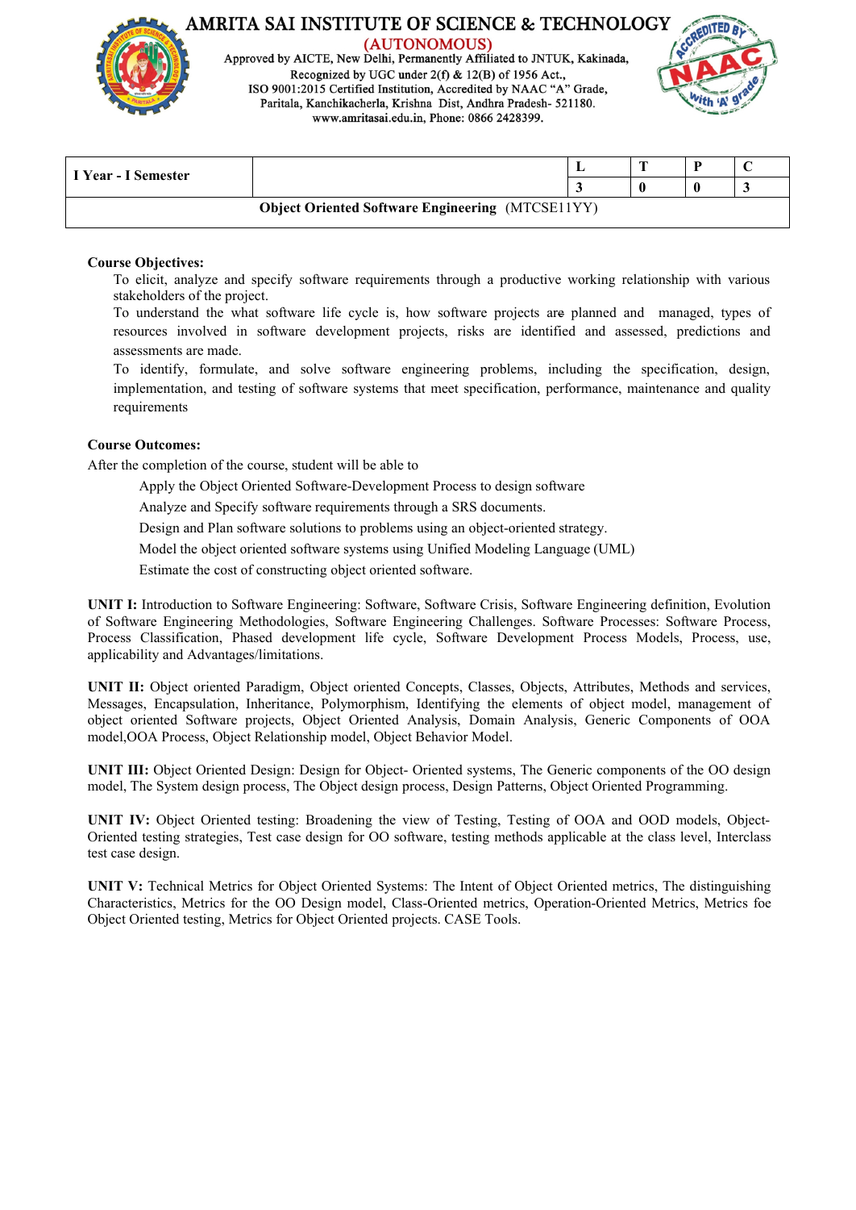# AMRITA SAI INSTITUTE OF SCIENCE & TECHNOLOGY

(AUTONOMOUS)

Approved by AICTE, New Delhi, Permanently Affiliated to JNTUK, Kakinada,
Recognized by UGC under 2(f) & 12(B) of 1956 Act.,
ISO 9001:2015 Certified Institution, Accredited by NAAC "A" Grade,
Paritala, Kanchikacherla, Krishna Dist, Andhra Pradesh- 521180.
www.amritasai.edu.in, Phone: 0866 2428399.

| I Year - I Semester | | L | T | P | C |
|---|---|---|---|---|---|
| | | 3 | 0 | 0 | 3 |
| **Object Oriented Software Engineering** (MTCSE11YY) | | | | | |

**Course Objectives:**

To elicit, analyze and specify software requirements through a productive working relationship with various stakeholders of the project.

To understand the what software life cycle is, how software projects are planned and managed, types of resources involved in software development projects, risks are identified and assessed, predictions and assessments are made.

To identify, formulate, and solve software engineering problems, including the specification, design, implementation, and testing of software systems that meet specification, performance, maintenance and quality requirements

**Course Outcomes:**

After the completion of the course, student will be able to

Apply the Object Oriented Software-Development Process to design software

Analyze and Specify software requirements through a SRS documents.

Design and Plan software solutions to problems using an object-oriented strategy.

Model the object oriented software systems using Unified Modeling Language (UML)

Estimate the cost of constructing object oriented software.

**UNIT I:** Introduction to Software Engineering: Software, Software Crisis, Software Engineering definition, Evolution of Software Engineering Methodologies, Software Engineering Challenges. Software Processes: Software Process, Process Classification, Phased development life cycle, Software Development Process Models, Process, use, applicability and Advantages/limitations.

**UNIT II:** Object oriented Paradigm, Object oriented Concepts, Classes, Objects, Attributes, Methods and services, Messages, Encapsulation, Inheritance, Polymorphism, Identifying the elements of object model, management of object oriented Software projects, Object Oriented Analysis, Domain Analysis, Generic Components of OOA model,OOA Process, Object Relationship model, Object Behavior Model.

**UNIT III:** Object Oriented Design: Design for Object- Oriented systems, The Generic components of the OO design model, The System design process, The Object design process, Design Patterns, Object Oriented Programming.

**UNIT IV:** Object Oriented testing: Broadening the view of Testing, Testing of OOA and OOD models, Object-Oriented testing strategies, Test case design for OO software, testing methods applicable at the class level, Interclass test case design.

**UNIT V:** Technical Metrics for Object Oriented Systems: The Intent of Object Oriented metrics, The distinguishing Characteristics, Metrics for the OO Design model, Class-Oriented metrics, Operation-Oriented Metrics, Metrics foe Object Oriented testing, Metrics for Object Oriented projects. CASE Tools.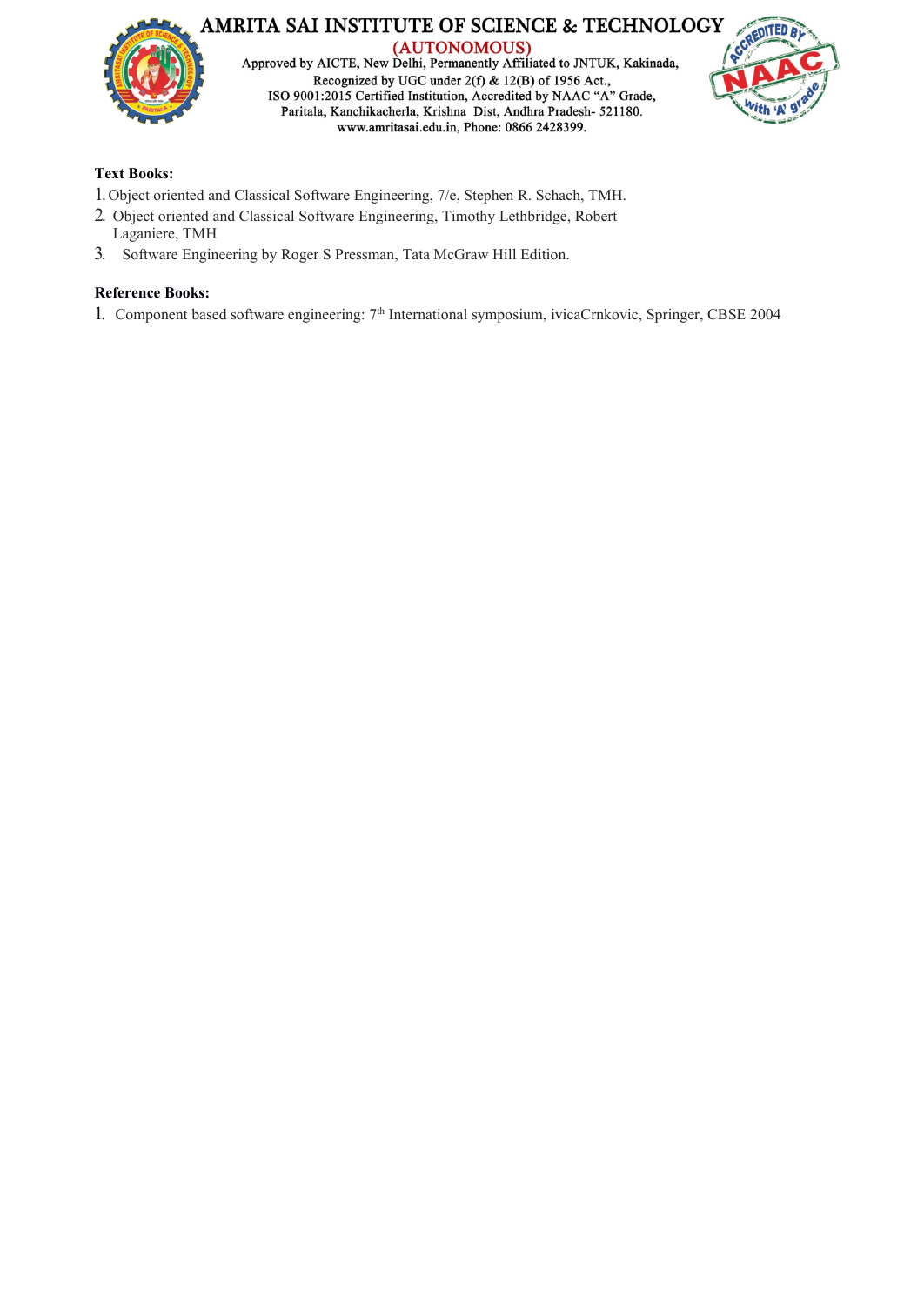**Text Books:**

1. Object oriented and Classical Software Engineering, 7/e, Stephen R. Schach, TMH.
2. Object oriented and Classical Software Engineering, Timothy Lethbridge, Robert Laganiere, TMH
3. Software Engineering by Roger S Pressman, Tata McGraw Hill Edition.

**Reference Books:**

1. Component based software engineering: 7th International symposium, ivicaCrnkovic, Springer, CBSE 2004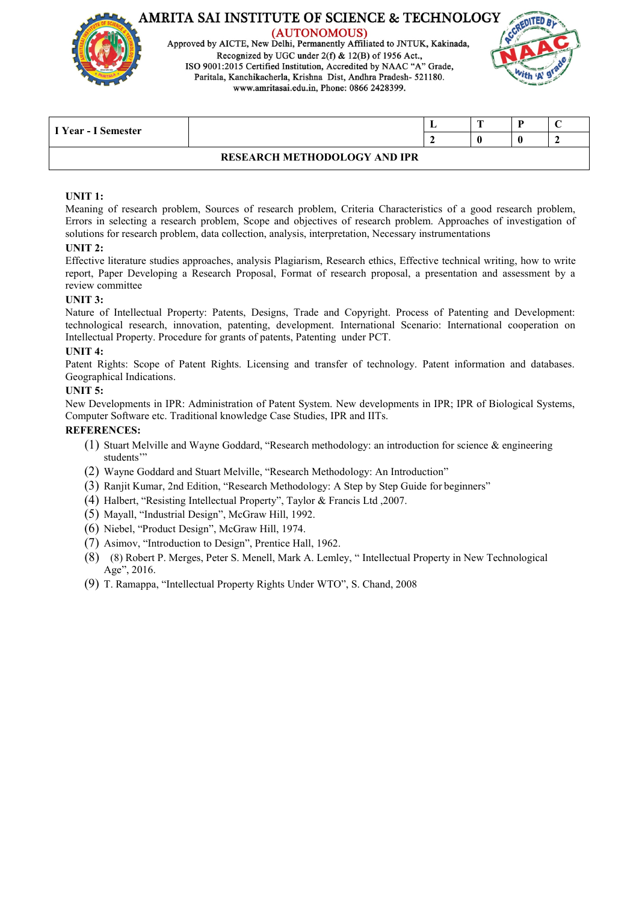| I Year - I Semester | | L | T | P | C |
|---|---|---|---|---|---|
| | | 2 | 0 | 0 | 2 |
| **RESEARCH METHODOLOGY AND IPR** | | | | | |

**UNIT 1:**
Meaning of research problem, Sources of research problem, Criteria Characteristics of a good research problem, Errors in selecting a research problem, Scope and objectives of research problem. Approaches of investigation of solutions for research problem, data collection, analysis, interpretation, Necessary instrumentations

**UNIT 2:**
Effective literature studies approaches, analysis Plagiarism, Research ethics, Effective technical writing, how to write report, Paper Developing a Research Proposal, Format of research proposal, a presentation and assessment by a review committee

**UNIT 3:**
Nature of Intellectual Property: Patents, Designs, Trade and Copyright. Process of Patenting and Development: technological research, innovation, patenting, development. International Scenario: International cooperation on Intellectual Property. Procedure for grants of patents, Patenting under PCT.

**UNIT 4:**
Patent Rights: Scope of Patent Rights. Licensing and transfer of technology. Patent information and databases. Geographical Indications.

**UNIT 5:**
New Developments in IPR: Administration of Patent System. New developments in IPR; IPR of Biological Systems, Computer Software etc. Traditional knowledge Case Studies, IPR and IITs.

**REFERENCES:**

(1) Stuart Melville and Wayne Goddard, "Research methodology: an introduction for science & engineering students'"
(2) Wayne Goddard and Stuart Melville, "Research Methodology: An Introduction"
(3) Ranjit Kumar, 2nd Edition, "Research Methodology: A Step by Step Guide for beginners"
(4) Halbert, "Resisting Intellectual Property", Taylor & Francis Ltd ,2007.
(5) Mayall, "Industrial Design", McGraw Hill, 1992.
(6) Niebel, "Product Design", McGraw Hill, 1974.
(7) Asimov, "Introduction to Design", Prentice Hall, 1962.
(8) (8) Robert P. Merges, Peter S. Menell, Mark A. Lemley, " Intellectual Property in New Technological Age", 2016.
(9) T. Ramappa, "Intellectual Property Rights Under WTO", S. Chand, 2008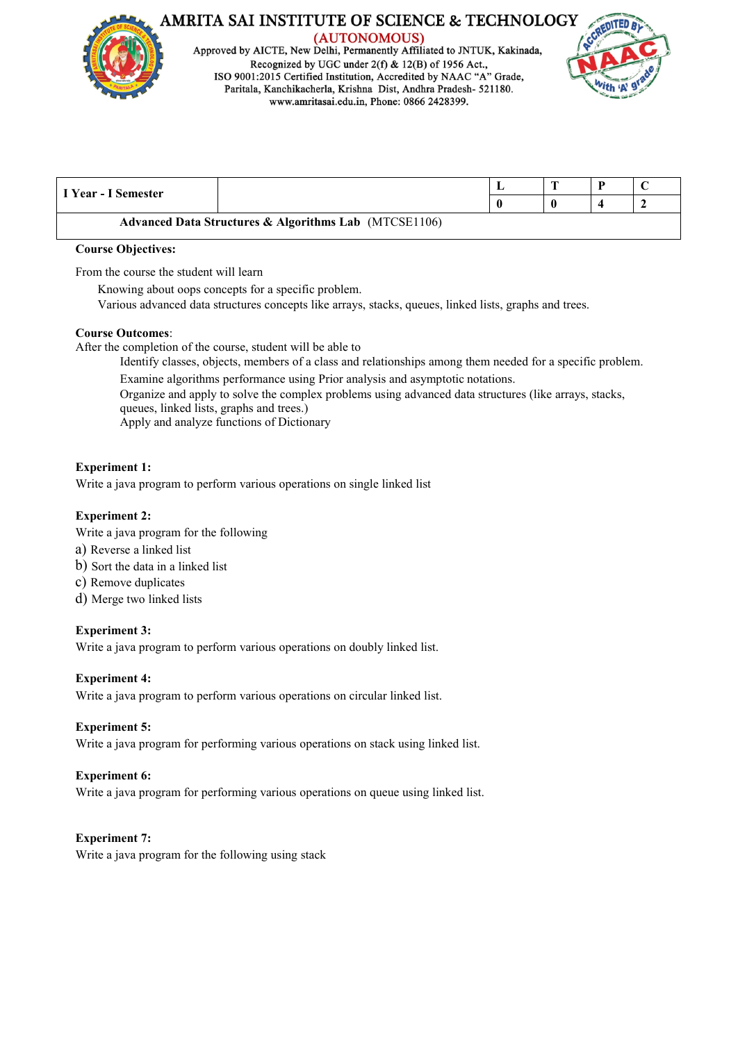| I Year - I Semester | | L | T | P | C |
|---|---|---|---|---|---|
| | | 0 | 0 | 4 | 2 |
| **Advanced Data Structures & Algorithms Lab** (MTCSE1106) | | | | | |

**Course Objectives:**

From the course the student will learn

- Knowing about oops concepts for a specific problem.
- Various advanced data structures concepts like arrays, stacks, queues, linked lists, graphs and trees.

**Course Outcomes**:

After the completion of the course, student will be able to

- Identify classes, objects, members of a class and relationships among them needed for a specific problem.
- Examine algorithms performance using Prior analysis and asymptotic notations.
- Organize and apply to solve the complex problems using advanced data structures (like arrays, stacks, queues, linked lists, graphs and trees.)
- Apply and analyze functions of Dictionary

**Experiment 1:**

Write a java program to perform various operations on single linked list

**Experiment 2:**

Write a java program for the following

a) Reverse a linked list

b) Sort the data in a linked list

c) Remove duplicates

d) Merge two linked lists

**Experiment 3:**

Write a java program to perform various operations on doubly linked list.

**Experiment 4:**

Write a java program to perform various operations on circular linked list.

**Experiment 5:**

Write a java program for performing various operations on stack using linked list.

**Experiment 6:**

Write a java program for performing various operations on queue using linked list.

**Experiment 7:**

Write a java program for the following using stack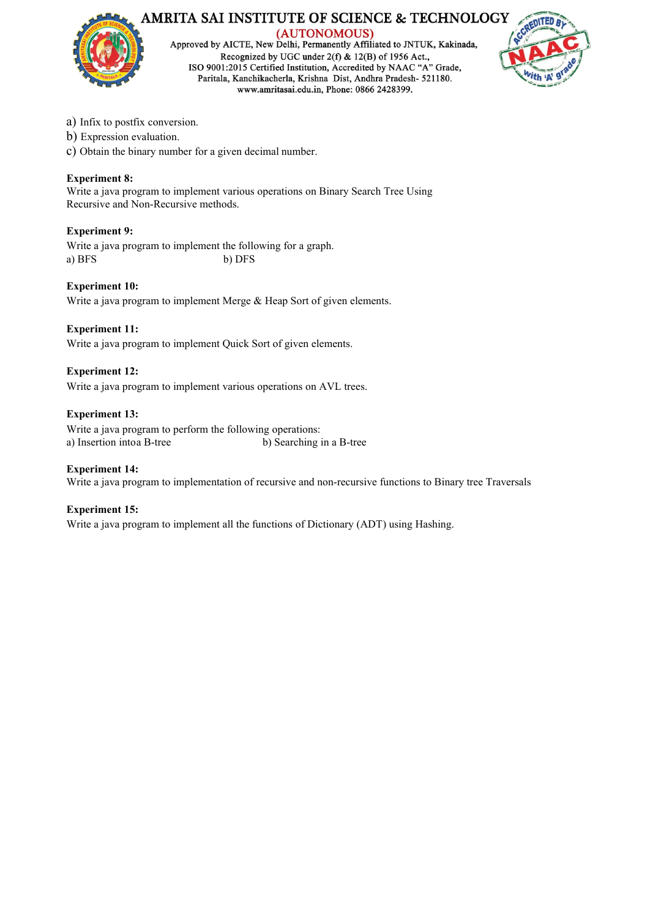a) Infix to postfix conversion.
b) Expression evaluation.
c) Obtain the binary number for a given decimal number.

**Experiment 8:**
Write a java program to implement various operations on Binary Search Tree Using Recursive and Non-Recursive methods.

**Experiment 9:**
Write a java program to implement the following for a graph.
a) BFS b) DFS

**Experiment 10:**
Write a java program to implement Merge & Heap Sort of given elements.

**Experiment 11:**
Write a java program to implement Quick Sort of given elements.

**Experiment 12:**
Write a java program to implement various operations on AVL trees.

**Experiment 13:**
Write a java program to perform the following operations:
a) Insertion intoa B-tree b) Searching in a B-tree

**Experiment 14:**
Write a java program to implementation of recursive and non-recursive functions to Binary tree Traversals

**Experiment 15:**
Write a java program to implement all the functions of Dictionary (ADT) using Hashing.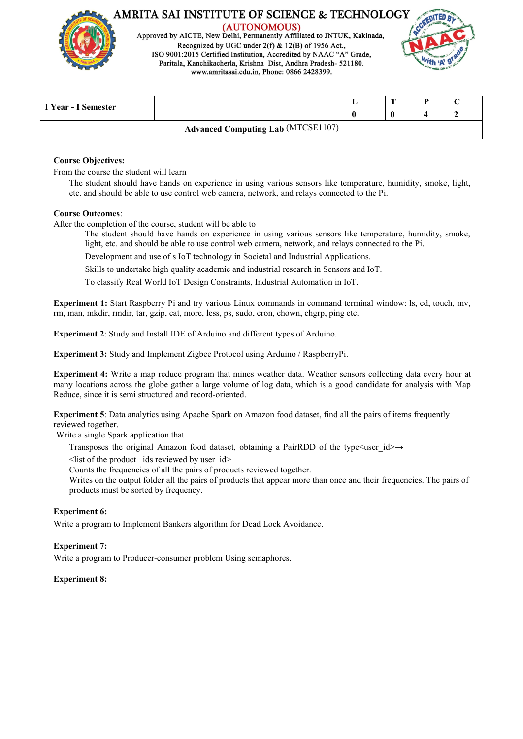# AMRITA SAI INSTITUTE OF SCIENCE & TECHNOLOGY

(AUTONOMOUS)

Approved by AICTE, New Delhi, Permanently Affiliated to JNTUK, Kakinada, Recognized by UGC under 2(f) & 12(B) of 1956 Act., ISO 9001:2015 Certified Institution, Accredited by NAAC "A" Grade, Paritala, Kanchikacherla, Krishna Dist, Andhra Pradesh- 521180. www.amritasai.edu.in, Phone: 0866 2428399.

| I Year - I Semester | | L | T | P | C |
|---|---|---|---|---|---|
| | | 0 | 0 | 4 | 2 |
| **Advanced Computing Lab** (MTCSE1107) | | | | | |

**Course Objectives:**

From the course the student will learn

The student should have hands on experience in using various sensors like temperature, humidity, smoke, light, etc. and should be able to use control web camera, network, and relays connected to the Pi.

**Course Outcomes**:

After the completion of the course, student will be able to

- The student should have hands on experience in using various sensors like temperature, humidity, smoke, light, etc. and should be able to use control web camera, network, and relays connected to the Pi.
- Development and use of s IoT technology in Societal and Industrial Applications.
- Skills to undertake high quality academic and industrial research in Sensors and IoT.
- To classify Real World IoT Design Constraints, Industrial Automation in IoT.

**Experiment 1:** Start Raspberry Pi and try various Linux commands in command terminal window: ls, cd, touch, mv, rm, man, mkdir, rmdir, tar, gzip, cat, more, less, ps, sudo, cron, chown, chgrp, ping etc.

**Experiment 2**: Study and Install IDE of Arduino and different types of Arduino.

**Experiment 3:** Study and Implement Zigbee Protocol using Arduino / RaspberryPi.

**Experiment 4:** Write a map reduce program that mines weather data. Weather sensors collecting data every hour at many locations across the globe gather a large volume of log data, which is a good candidate for analysis with Map Reduce, since it is semi structured and record-oriented.

**Experiment 5**: Data analytics using Apache Spark on Amazon food dataset, find all the pairs of items frequently reviewed together.

Write a single Spark application that

- Transposes the original Amazon food dataset, obtaining a PairRDD of the type<user_id>→ <list of the product_ ids reviewed by user_id>
- Counts the frequencies of all the pairs of products reviewed together.
- Writes on the output folder all the pairs of products that appear more than once and their frequencies. The pairs of products must be sorted by frequency.

**Experiment 6:**

Write a program to Implement Bankers algorithm for Dead Lock Avoidance.

**Experiment 7:**

Write a program to Producer-consumer problem Using semaphores.

**Experiment 8:**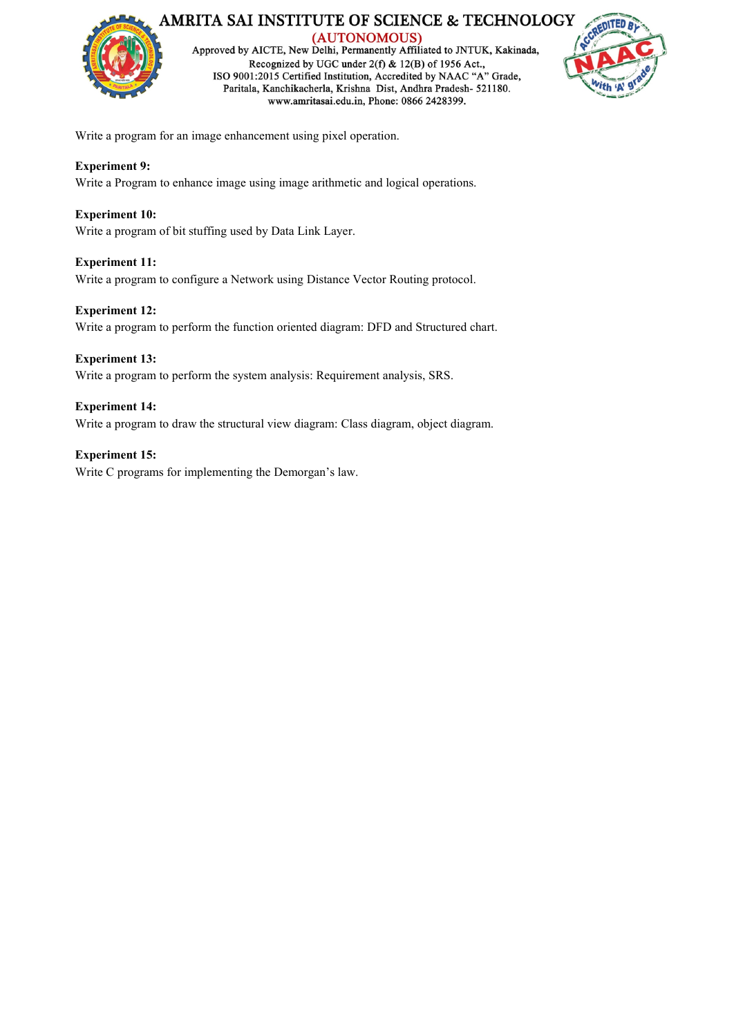Write a program for an image enhancement using pixel operation.

**Experiment 9:**
Write a Program to enhance image using image arithmetic and logical operations.

**Experiment 10:**
Write a program of bit stuffing used by Data Link Layer.

**Experiment 11:**
Write a program to configure a Network using Distance Vector Routing protocol.

**Experiment 12:**
Write a program to perform the function oriented diagram: DFD and Structured chart.

**Experiment 13:**
Write a program to perform the system analysis: Requirement analysis, SRS.

**Experiment 14:**
Write a program to draw the structural view diagram: Class diagram, object diagram.

**Experiment 15:**
Write C programs for implementing the Demorgan's law.